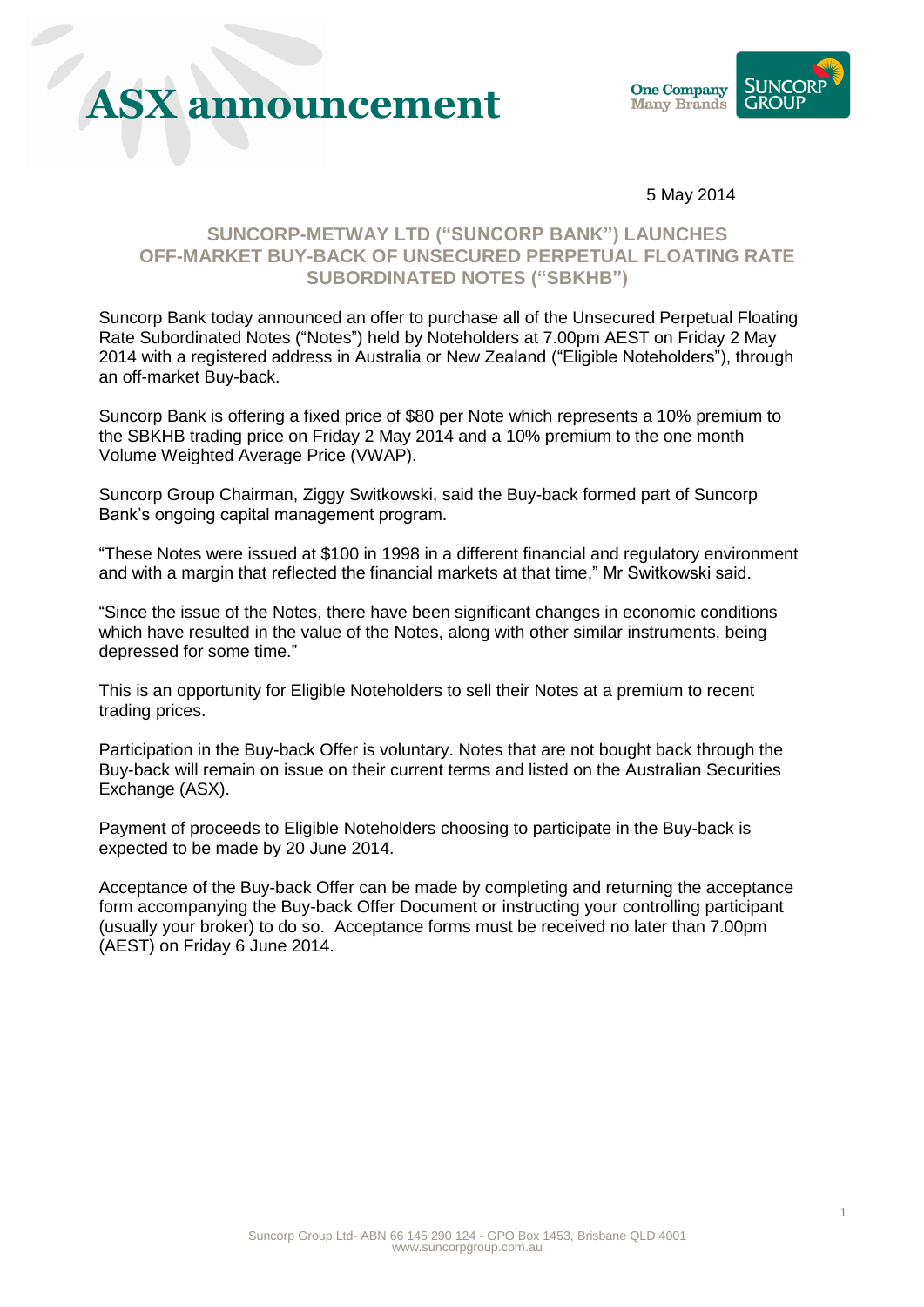# ASX announcement

One Company Many Brands SUNCORP GROUP

5 May 2014

## SUNCORP-METWAY LTD ("SUNCORP BANK") LAUNCHES OFF-MARKET BUY-BACK OF UNSECURED PERPETUAL FLOATING RATE SUBORDINATED NOTES ("SBKHB")

Suncorp Bank today announced an offer to purchase all of the Unsecured Perpetual Floating Rate Subordinated Notes ("Notes") held by Noteholders at 7.00pm AEST on Friday 2 May 2014 with a registered address in Australia or New Zealand ("Eligible Noteholders"), through an off-market Buy-back.

Suncorp Bank is offering a fixed price of $80 per Note which represents a 10% premium to the SBKHB trading price on Friday 2 May 2014 and a 10% premium to the one month Volume Weighted Average Price (VWAP).

Suncorp Group Chairman, Ziggy Switkowski, said the Buy-back formed part of Suncorp Bank's ongoing capital management program.

"These Notes were issued at $100 in 1998 in a different financial and regulatory environment and with a margin that reflected the financial markets at that time," Mr Switkowski said.

"Since the issue of the Notes, there have been significant changes in economic conditions which have resulted in the value of the Notes, along with other similar instruments, being depressed for some time."

This is an opportunity for Eligible Noteholders to sell their Notes at a premium to recent trading prices.

Participation in the Buy-back Offer is voluntary. Notes that are not bought back through the Buy-back will remain on issue on their current terms and listed on the Australian Securities Exchange (ASX).

Payment of proceeds to Eligible Noteholders choosing to participate in the Buy-back is expected to be made by 20 June 2014.

Acceptance of the Buy-back Offer can be made by completing and returning the acceptance form accompanying the Buy-back Offer Document or instructing your controlling participant (usually your broker) to do so. Acceptance forms must be received no later than 7.00pm (AEST) on Friday 6 June 2014.

Suncorp Group Ltd- ABN 66 145 290 124 - GPO Box 1453, Brisbane QLD 4001
www.suncorpgroup.com.au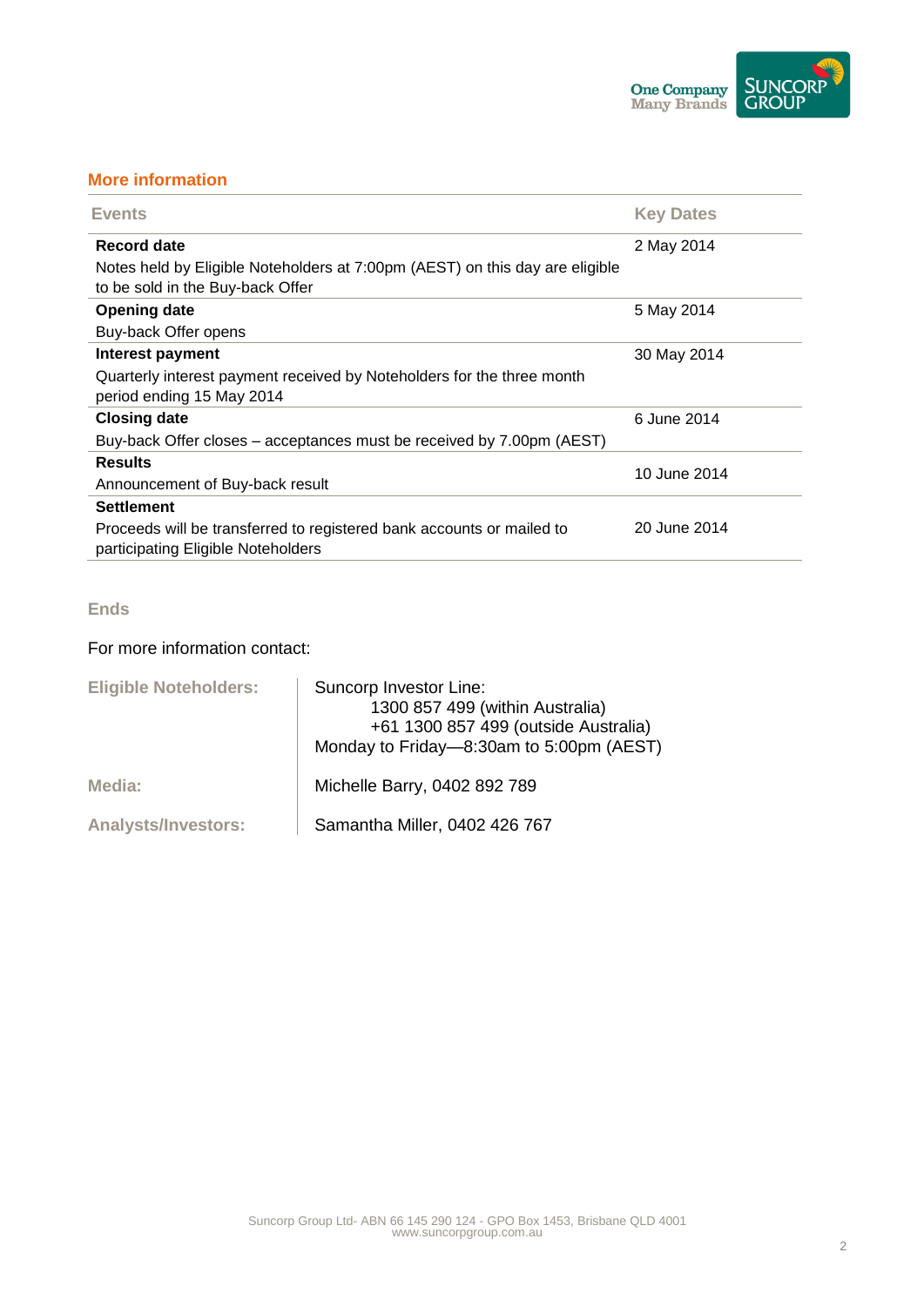## More information

| Events | Key Dates |
|---|---|
| **Record date**<br>Notes held by Eligible Noteholders at 7:00pm (AEST) on this day are eligible to be sold in the Buy-back Offer | 2 May 2014 |
| **Opening date**<br>Buy-back Offer opens | 5 May 2014 |
| **Interest payment**<br>Quarterly interest payment received by Noteholders for the three month period ending 15 May 2014 | 30 May 2014 |
| **Closing date**<br>Buy-back Offer closes – acceptances must be received by 7.00pm (AEST) | 6 June 2014 |
| **Results**<br>Announcement of Buy-back result | 10 June 2014 |
| **Settlement**<br>Proceeds will be transferred to registered bank accounts or mailed to participating Eligible Noteholders | 20 June 2014 |

**Ends**

For more information contact:

| | |
|---|---|
| **Eligible Noteholders:** | Suncorp Investor Line:<br>1300 857 499 (within Australia)<br>+61 1300 857 499 (outside Australia)<br>Monday to Friday—8:30am to 5:00pm (AEST) |
| **Media:** | Michelle Barry, 0402 892 789 |
| **Analysts/Investors:** | Samantha Miller, 0402 426 767 |

Suncorp Group Ltd- ABN 66 145 290 124 - GPO Box 1453, Brisbane QLD 4001
www.suncorpgroup.com.au